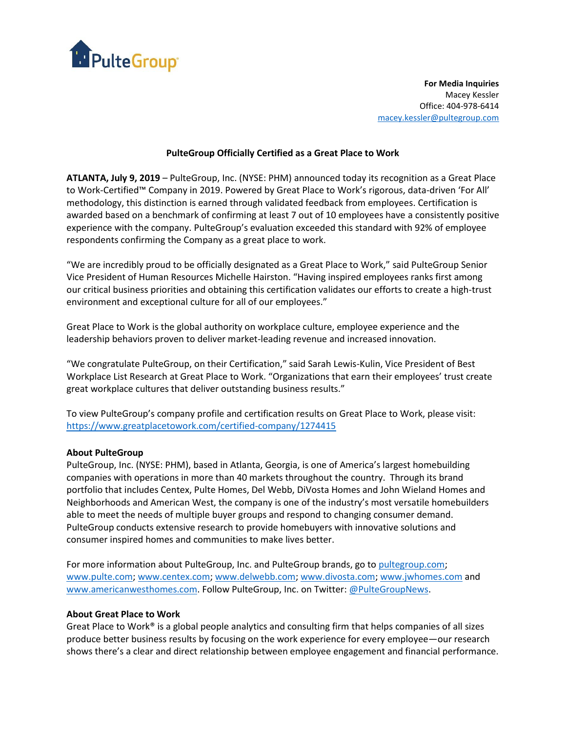PulteGroup

**For Media Inquiries**
Macey Kessler
Office: 404-978-6414
macey.kessler@pultegroup.com

# PulteGroup Officially Certified as a Great Place to Work

**ATLANTA, July 9, 2019** – PulteGroup, Inc. (NYSE: PHM) announced today its recognition as a Great Place to Work-Certified™ Company in 2019. Powered by Great Place to Work's rigorous, data-driven 'For All' methodology, this distinction is earned through validated feedback from employees. Certification is awarded based on a benchmark of confirming at least 7 out of 10 employees have a consistently positive experience with the company. PulteGroup's evaluation exceeded this standard with 92% of employee respondents confirming the Company as a great place to work.

"We are incredibly proud to be officially designated as a Great Place to Work," said PulteGroup Senior Vice President of Human Resources Michelle Hairston. "Having inspired employees ranks first among our critical business priorities and obtaining this certification validates our efforts to create a high-trust environment and exceptional culture for all of our employees."

Great Place to Work is the global authority on workplace culture, employee experience and the leadership behaviors proven to deliver market-leading revenue and increased innovation.

"We congratulate PulteGroup, on their Certification," said Sarah Lewis-Kulin, Vice President of Best Workplace List Research at Great Place to Work. "Organizations that earn their employees' trust create great workplace cultures that deliver outstanding business results."

To view PulteGroup's company profile and certification results on Great Place to Work, please visit: https://www.greatplacetowork.com/certified-company/1274415

**About PulteGroup**
PulteGroup, Inc. (NYSE: PHM), based in Atlanta, Georgia, is one of America's largest homebuilding companies with operations in more than 40 markets throughout the country. Through its brand portfolio that includes Centex, Pulte Homes, Del Webb, DiVosta Homes and John Wieland Homes and Neighborhoods and American West, the company is one of the industry's most versatile homebuilders able to meet the needs of multiple buyer groups and respond to changing consumer demand. PulteGroup conducts extensive research to provide homebuyers with innovative solutions and consumer inspired homes and communities to make lives better.

For more information about PulteGroup, Inc. and PulteGroup brands, go to pultegroup.com; www.pulte.com; www.centex.com; www.delwebb.com; www.divosta.com; www.jwhomes.com and www.americanwesthomes.com. Follow PulteGroup, Inc. on Twitter: @PulteGroupNews.

**About Great Place to Work**
Great Place to Work® is a global people analytics and consulting firm that helps companies of all sizes produce better business results by focusing on the work experience for every employee—our research shows there's a clear and direct relationship between employee engagement and financial performance.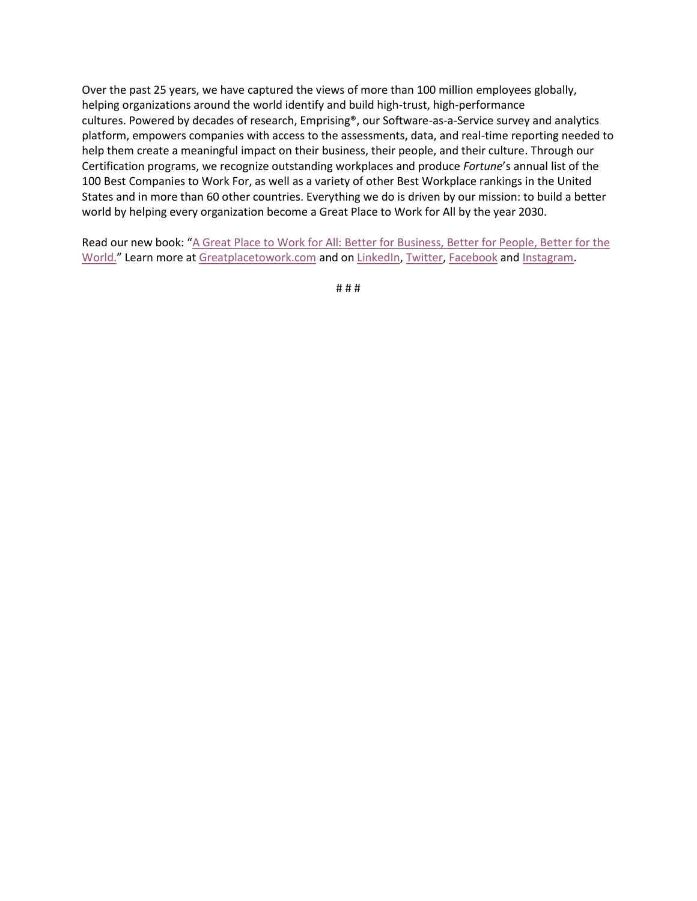Over the past 25 years, we have captured the views of more than 100 million employees globally, helping organizations around the world identify and build high-trust, high-performance cultures. Powered by decades of research, Emprising®, our Software-as-a-Service survey and analytics platform, empowers companies with access to the assessments, data, and real-time reporting needed to help them create a meaningful impact on their business, their people, and their culture. Through our Certification programs, we recognize outstanding workplaces and produce *Fortune*'s annual list of the 100 Best Companies to Work For, as well as a variety of other Best Workplace rankings in the United States and in more than 60 other countries. Everything we do is driven by our mission: to build a better world by helping every organization become a Great Place to Work for All by the year 2030.

Read our new book: "A Great Place to Work for All: Better for Business, Better for People, Better for the World." Learn more at Greatplacetowork.com and on LinkedIn, Twitter, Facebook and Instagram.

# # #